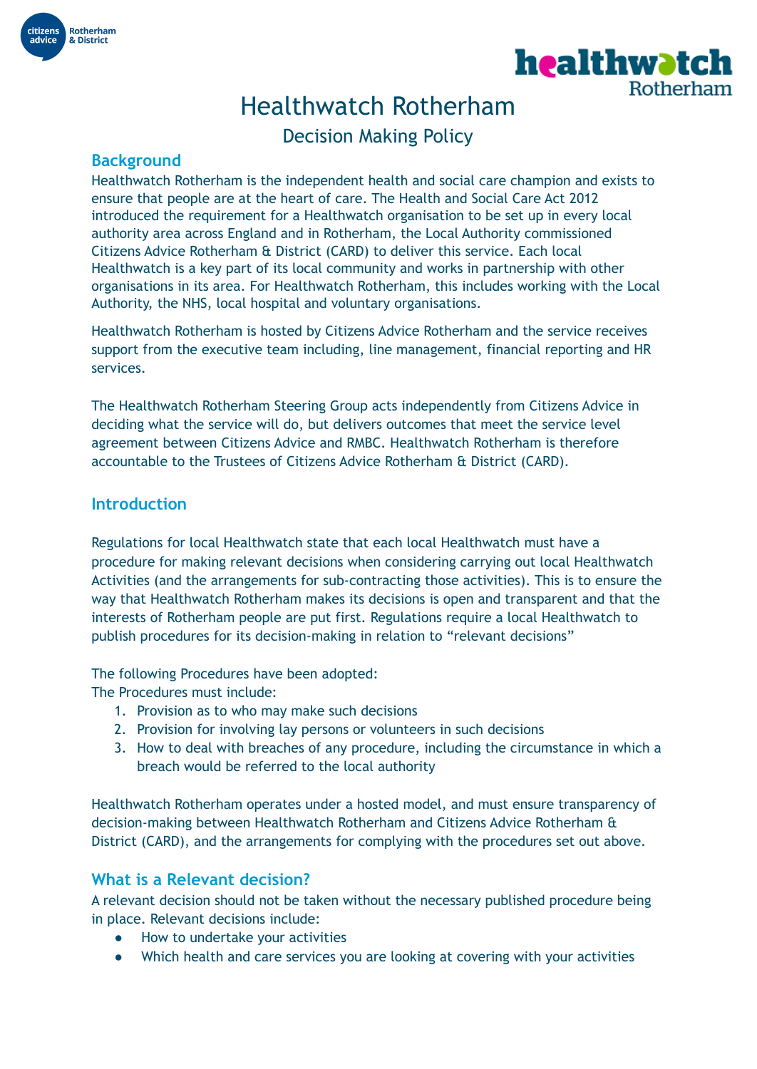# Healthwatch Rotherham

## Decision Making Policy

### Background

Healthwatch Rotherham is the independent health and social care champion and exists to ensure that people are at the heart of care. The Health and Social Care Act 2012 introduced the requirement for a Healthwatch organisation to be set up in every local authority area across England and in Rotherham, the Local Authority commissioned Citizens Advice Rotherham & District (CARD) to deliver this service. Each local Healthwatch is a key part of its local community and works in partnership with other organisations in its area. For Healthwatch Rotherham, this includes working with the Local Authority, the NHS, local hospital and voluntary organisations.

Healthwatch Rotherham is hosted by Citizens Advice Rotherham and the service receives support from the executive team including, line management, financial reporting and HR services.

The Healthwatch Rotherham Steering Group acts independently from Citizens Advice in deciding what the service will do, but delivers outcomes that meet the service level agreement between Citizens Advice and RMBC. Healthwatch Rotherham is therefore accountable to the Trustees of Citizens Advice Rotherham & District (CARD).

### Introduction

Regulations for local Healthwatch state that each local Healthwatch must have a procedure for making relevant decisions when considering carrying out local Healthwatch Activities (and the arrangements for sub-contracting those activities). This is to ensure the way that Healthwatch Rotherham makes its decisions is open and transparent and that the interests of Rotherham people are put first. Regulations require a local Healthwatch to publish procedures for its decision-making in relation to "relevant decisions"

The following Procedures have been adopted:
The Procedures must include:

1. Provision as to who may make such decisions
2. Provision for involving lay persons or volunteers in such decisions
3. How to deal with breaches of any procedure, including the circumstance in which a breach would be referred to the local authority

Healthwatch Rotherham operates under a hosted model, and must ensure transparency of decision-making between Healthwatch Rotherham and Citizens Advice Rotherham & District (CARD), and the arrangements for complying with the procedures set out above.

### What is a Relevant decision?

A relevant decision should not be taken without the necessary published procedure being in place. Relevant decisions include:

- How to undertake your activities
- Which health and care services you are looking at covering with your activities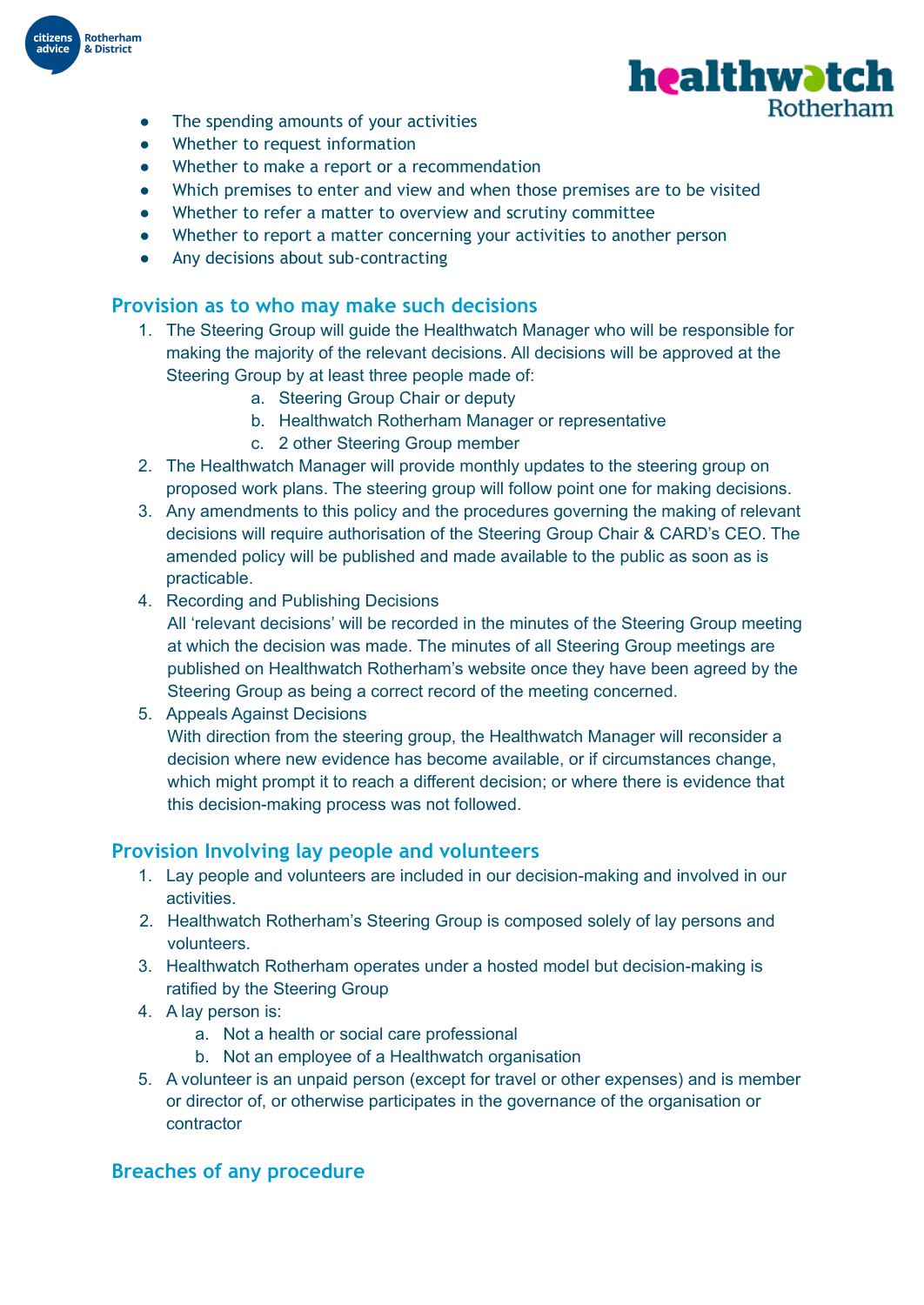- The spending amounts of your activities
- Whether to request information
- Whether to make a report or a recommendation
- Which premises to enter and view and when those premises are to be visited
- Whether to refer a matter to overview and scrutiny committee
- Whether to report a matter concerning your activities to another person
- Any decisions about sub-contracting

## Provision as to who may make such decisions

1. The Steering Group will guide the Healthwatch Manager who will be responsible for making the majority of the relevant decisions. All decisions will be approved at the Steering Group by at least three people made of:
    a. Steering Group Chair or deputy
    b. Healthwatch Rotherham Manager or representative
    c. 2 other Steering Group member
2. The Healthwatch Manager will provide monthly updates to the steering group on proposed work plans. The steering group will follow point one for making decisions.
3. Any amendments to this policy and the procedures governing the making of relevant decisions will require authorisation of the Steering Group Chair & CARD's CEO. The amended policy will be published and made available to the public as soon as is practicable.
4. Recording and Publishing Decisions
   All 'relevant decisions' will be recorded in the minutes of the Steering Group meeting at which the decision was made. The minutes of all Steering Group meetings are published on Healthwatch Rotherham's website once they have been agreed by the Steering Group as being a correct record of the meeting concerned.
5. Appeals Against Decisions
   With direction from the steering group, the Healthwatch Manager will reconsider a decision where new evidence has become available, or if circumstances change, which might prompt it to reach a different decision; or where there is evidence that this decision-making process was not followed.

## Provision Involving lay people and volunteers

1. Lay people and volunteers are included in our decision-making and involved in our activities.
2. Healthwatch Rotherham's Steering Group is composed solely of lay persons and volunteers.
3. Healthwatch Rotherham operates under a hosted model but decision-making is ratified by the Steering Group
4. A lay person is:
    a. Not a health or social care professional
    b. Not an employee of a Healthwatch organisation
5. A volunteer is an unpaid person (except for travel or other expenses) and is member or director of, or otherwise participates in the governance of the organisation or contractor

## Breaches of any procedure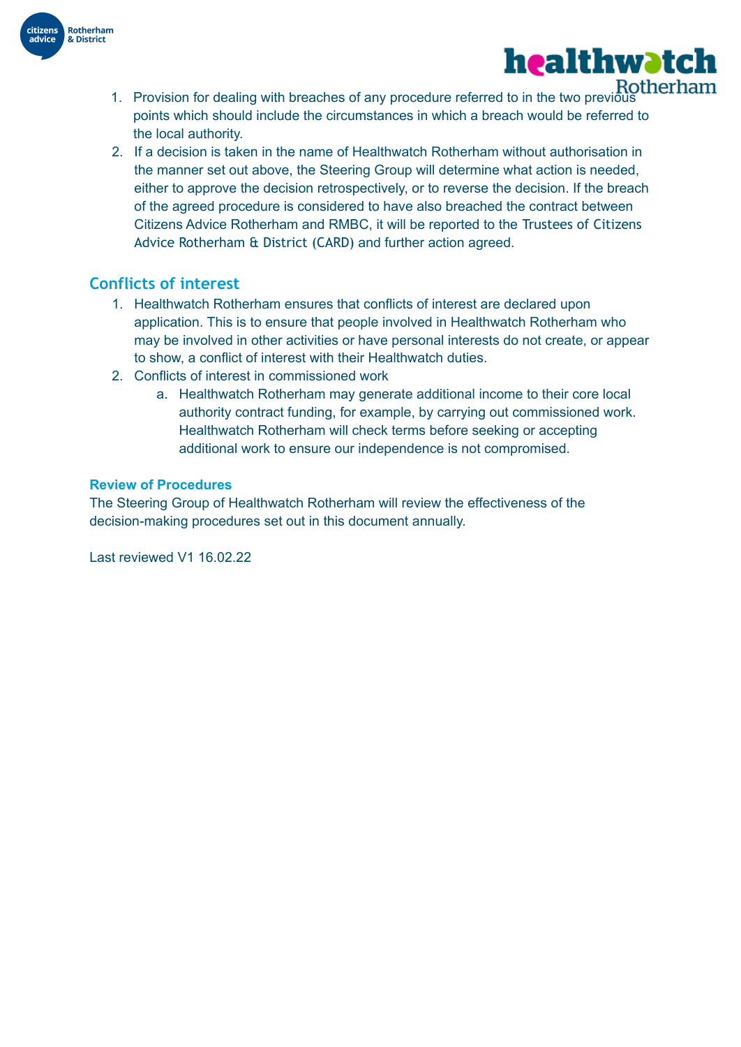1. Provision for dealing with breaches of any procedure referred to in the two previous points which should include the circumstances in which a breach would be referred to the local authority.
2. If a decision is taken in the name of Healthwatch Rotherham without authorisation in the manner set out above, the Steering Group will determine what action is needed, either to approve the decision retrospectively, or to reverse the decision. If the breach of the agreed procedure is considered to have also breached the contract between Citizens Advice Rotherham and RMBC, it will be reported to the Trustees of Citizens Advice Rotherham & District (CARD) and further action agreed.

## Conflicts of interest

1. Healthwatch Rotherham ensures that conflicts of interest are declared upon application. This is to ensure that people involved in Healthwatch Rotherham who may be involved in other activities or have personal interests do not create, or appear to show, a conflict of interest with their Healthwatch duties.
2. Conflicts of interest in commissioned work
   a. Healthwatch Rotherham may generate additional income to their core local authority contract funding, for example, by carrying out commissioned work. Healthwatch Rotherham will check terms before seeking or accepting additional work to ensure our independence is not compromised.

### Review of Procedures

The Steering Group of Healthwatch Rotherham will review the effectiveness of the decision-making procedures set out in this document annually.

Last reviewed V1 16.02.22